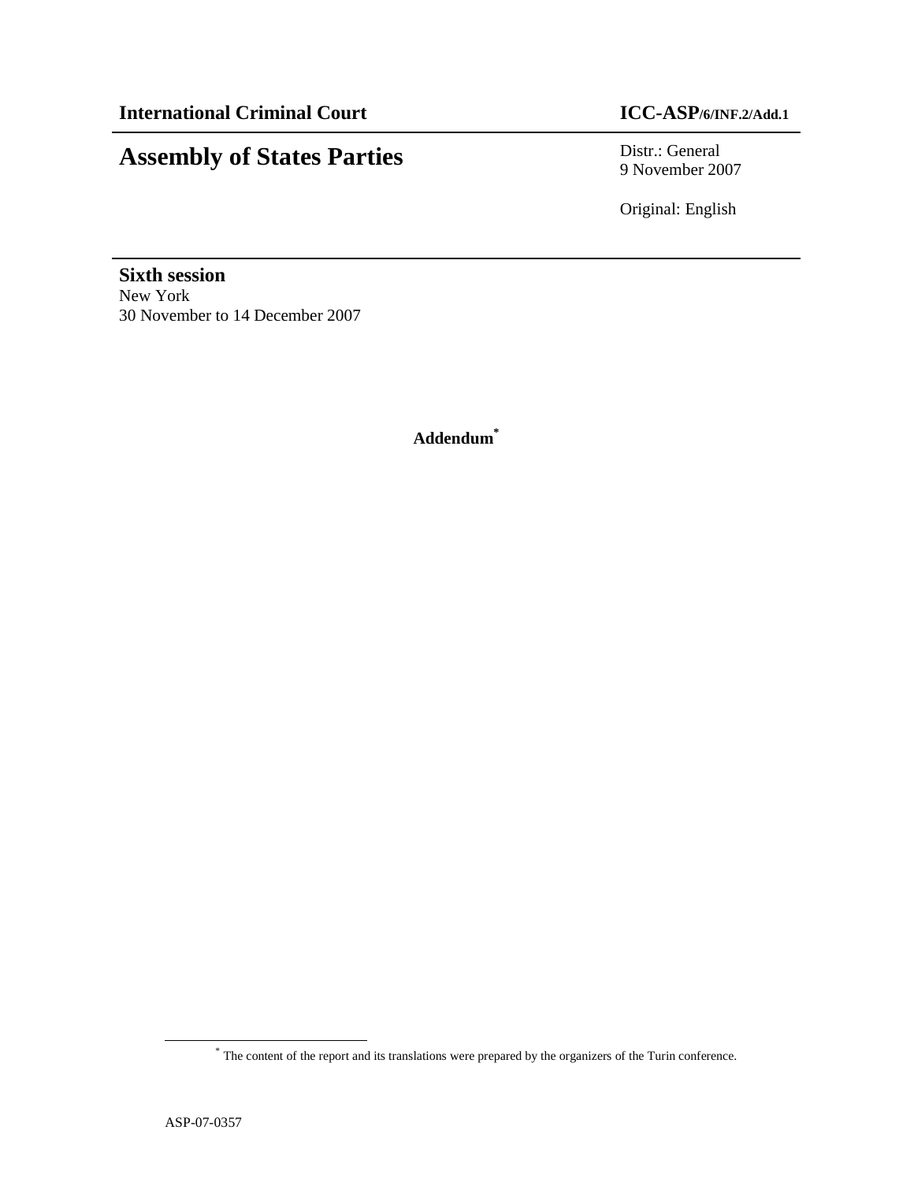**International Criminal Court** **ICC-ASP/6/INF.2/Add.1**

# Assembly of States Parties

Distr.: General
9 November 2007

Original: English

**Sixth session**
New York
30 November to 14 December 2007

**Addendum***

* The content of the report and its translations were prepared by the organizers of the Turin conference.

ASP-07-0357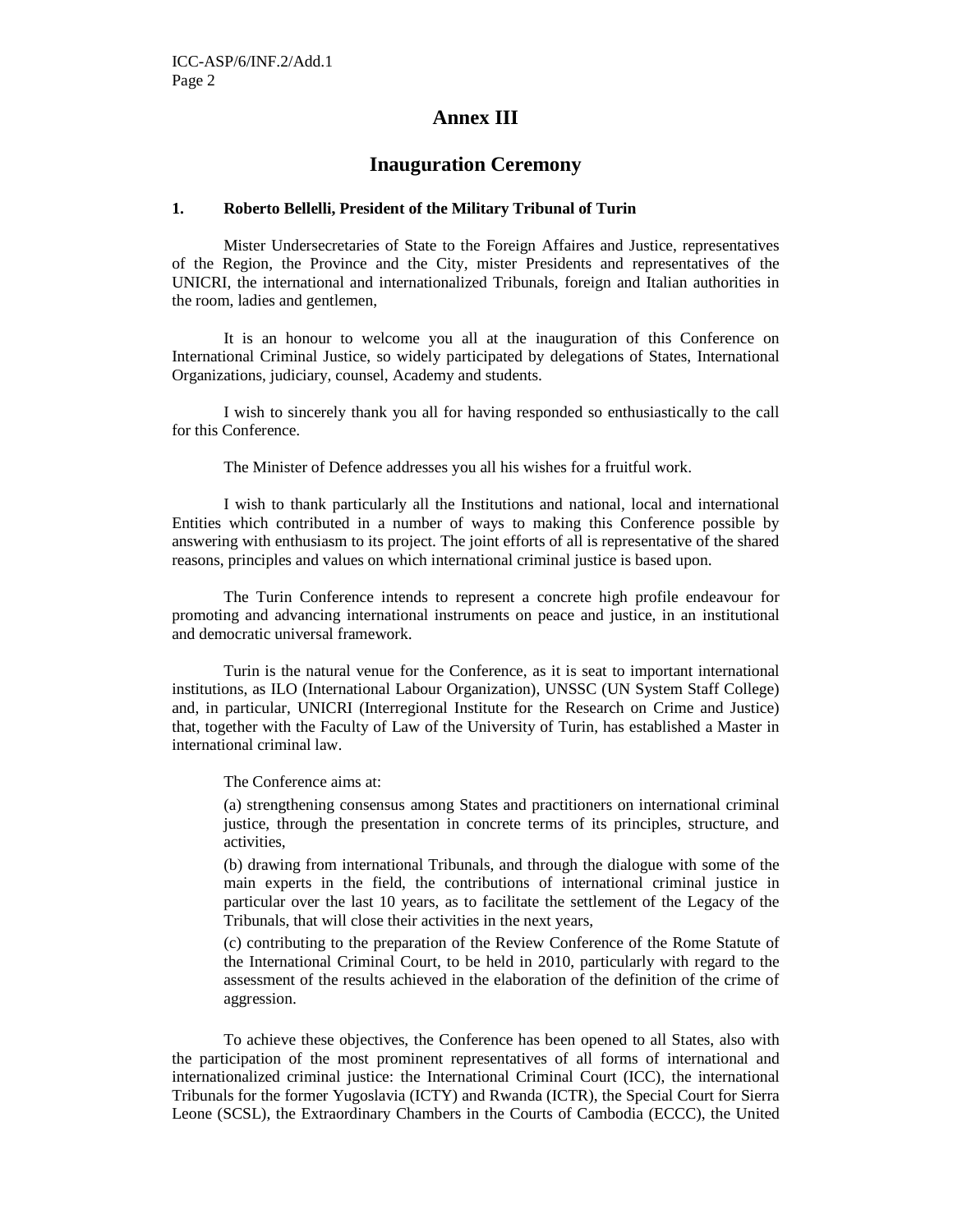# Annex III

## Inauguration Ceremony

### 1. Roberto Bellelli, President of the Military Tribunal of Turin

Mister Undersecretaries of State to the Foreign Affaires and Justice, representatives of the Region, the Province and the City, mister Presidents and representatives of the UNICRI, the international and internationalized Tribunals, foreign and Italian authorities in the room, ladies and gentlemen,

It is an honour to welcome you all at the inauguration of this Conference on International Criminal Justice, so widely participated by delegations of States, International Organizations, judiciary, counsel, Academy and students.

I wish to sincerely thank you all for having responded so enthusiastically to the call for this Conference.

The Minister of Defence addresses you all his wishes for a fruitful work.

I wish to thank particularly all the Institutions and national, local and international Entities which contributed in a number of ways to making this Conference possible by answering with enthusiasm to its project. The joint efforts of all is representative of the shared reasons, principles and values on which international criminal justice is based upon.

The Turin Conference intends to represent a concrete high profile endeavour for promoting and advancing international instruments on peace and justice, in an institutional and democratic universal framework.

Turin is the natural venue for the Conference, as it is seat to important international institutions, as ILO (International Labour Organization), UNSSC (UN System Staff College) and, in particular, UNICRI (Interregional Institute for the Research on Crime and Justice) that, together with the Faculty of Law of the University of Turin, has established a Master in international criminal law.

The Conference aims at:

(a) strengthening consensus among States and practitioners on international criminal justice, through the presentation in concrete terms of its principles, structure, and activities,

(b) drawing from international Tribunals, and through the dialogue with some of the main experts in the field, the contributions of international criminal justice in particular over the last 10 years, as to facilitate the settlement of the Legacy of the Tribunals, that will close their activities in the next years,

(c) contributing to the preparation of the Review Conference of the Rome Statute of the International Criminal Court, to be held in 2010, particularly with regard to the assessment of the results achieved in the elaboration of the definition of the crime of aggression.

To achieve these objectives, the Conference has been opened to all States, also with the participation of the most prominent representatives of all forms of international and internationalized criminal justice: the International Criminal Court (ICC), the international Tribunals for the former Yugoslavia (ICTY) and Rwanda (ICTR), the Special Court for Sierra Leone (SCSL), the Extraordinary Chambers in the Courts of Cambodia (ECCC), the United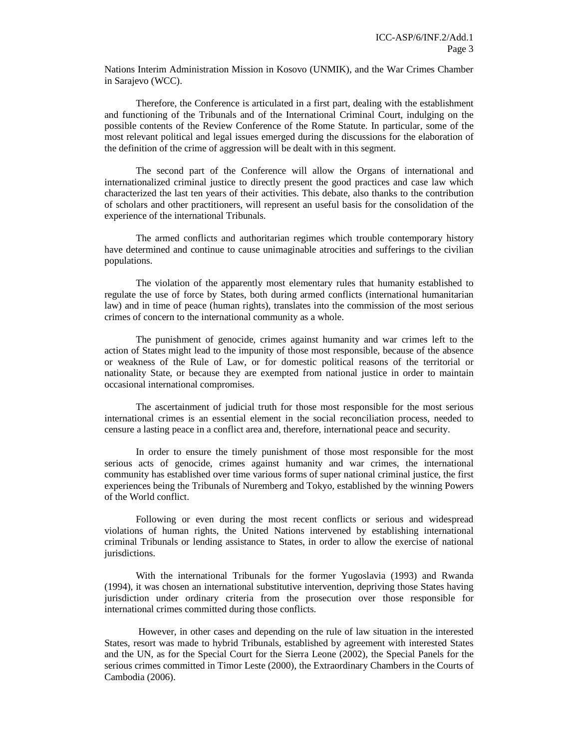Nations Interim Administration Mission in Kosovo (UNMIK), and the War Crimes Chamber in Sarajevo (WCC).

Therefore, the Conference is articulated in a first part, dealing with the establishment and functioning of the Tribunals and of the International Criminal Court, indulging on the possible contents of the Review Conference of the Rome Statute. In particular, some of the most relevant political and legal issues emerged during the discussions for the elaboration of the definition of the crime of aggression will be dealt with in this segment.

The second part of the Conference will allow the Organs of international and internationalized criminal justice to directly present the good practices and case law which characterized the last ten years of their activities. This debate, also thanks to the contribution of scholars and other practitioners, will represent an useful basis for the consolidation of the experience of the international Tribunals.

The armed conflicts and authoritarian regimes which trouble contemporary history have determined and continue to cause unimaginable atrocities and sufferings to the civilian populations.

The violation of the apparently most elementary rules that humanity established to regulate the use of force by States, both during armed conflicts (international humanitarian law) and in time of peace (human rights), translates into the commission of the most serious crimes of concern to the international community as a whole.

The punishment of genocide, crimes against humanity and war crimes left to the action of States might lead to the impunity of those most responsible, because of the absence or weakness of the Rule of Law, or for domestic political reasons of the territorial or nationality State, or because they are exempted from national justice in order to maintain occasional international compromises.

The ascertainment of judicial truth for those most responsible for the most serious international crimes is an essential element in the social reconciliation process, needed to censure a lasting peace in a conflict area and, therefore, international peace and security.

In order to ensure the timely punishment of those most responsible for the most serious acts of genocide, crimes against humanity and war crimes, the international community has established over time various forms of super national criminal justice, the first experiences being the Tribunals of Nuremberg and Tokyo, established by the winning Powers of the World conflict.

Following or even during the most recent conflicts or serious and widespread violations of human rights, the United Nations intervened by establishing international criminal Tribunals or lending assistance to States, in order to allow the exercise of national jurisdictions.

With the international Tribunals for the former Yugoslavia (1993) and Rwanda (1994), it was chosen an international substitutive intervention, depriving those States having jurisdiction under ordinary criteria from the prosecution over those responsible for international crimes committed during those conflicts.

However, in other cases and depending on the rule of law situation in the interested States, resort was made to hybrid Tribunals, established by agreement with interested States and the UN, as for the Special Court for the Sierra Leone (2002), the Special Panels for the serious crimes committed in Timor Leste (2000), the Extraordinary Chambers in the Courts of Cambodia (2006).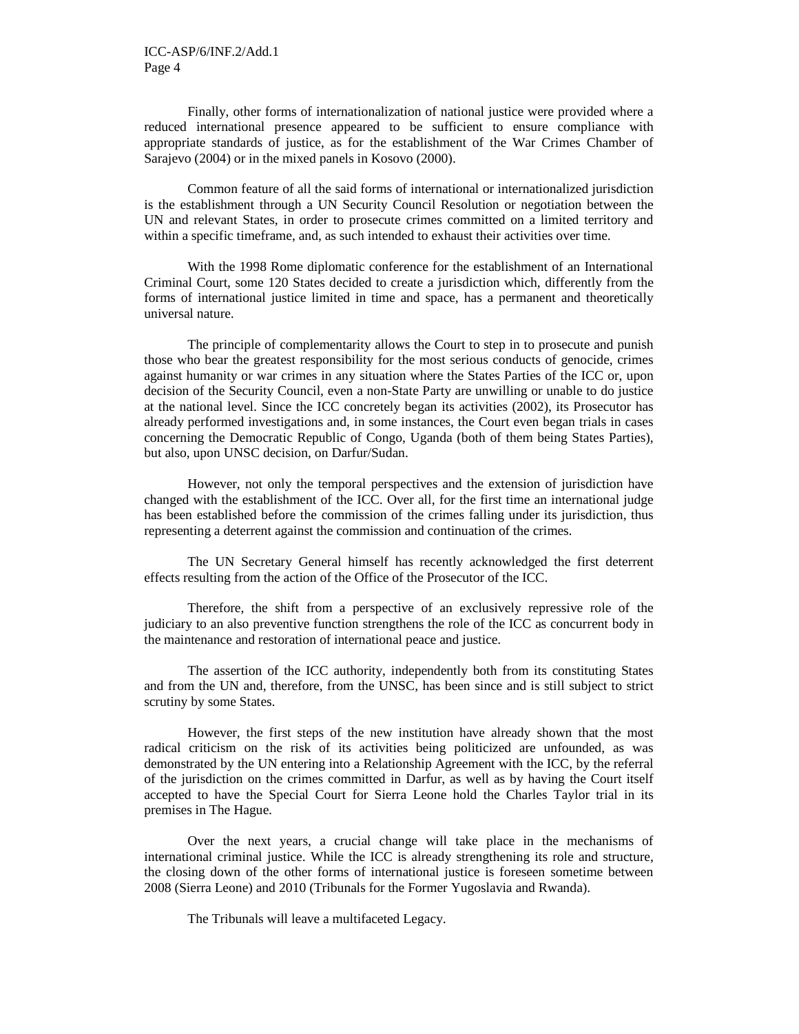Finally, other forms of internationalization of national justice were provided where a reduced international presence appeared to be sufficient to ensure compliance with appropriate standards of justice, as for the establishment of the War Crimes Chamber of Sarajevo (2004) or in the mixed panels in Kosovo (2000).

Common feature of all the said forms of international or internationalized jurisdiction is the establishment through a UN Security Council Resolution or negotiation between the UN and relevant States, in order to prosecute crimes committed on a limited territory and within a specific timeframe, and, as such intended to exhaust their activities over time.

With the 1998 Rome diplomatic conference for the establishment of an International Criminal Court, some 120 States decided to create a jurisdiction which, differently from the forms of international justice limited in time and space, has a permanent and theoretically universal nature.

The principle of complementarity allows the Court to step in to prosecute and punish those who bear the greatest responsibility for the most serious conducts of genocide, crimes against humanity or war crimes in any situation where the States Parties of the ICC or, upon decision of the Security Council, even a non-State Party are unwilling or unable to do justice at the national level. Since the ICC concretely began its activities (2002), its Prosecutor has already performed investigations and, in some instances, the Court even began trials in cases concerning the Democratic Republic of Congo, Uganda (both of them being States Parties), but also, upon UNSC decision, on Darfur/Sudan.

However, not only the temporal perspectives and the extension of jurisdiction have changed with the establishment of the ICC. Over all, for the first time an international judge has been established before the commission of the crimes falling under its jurisdiction, thus representing a deterrent against the commission and continuation of the crimes.

The UN Secretary General himself has recently acknowledged the first deterrent effects resulting from the action of the Office of the Prosecutor of the ICC.

Therefore, the shift from a perspective of an exclusively repressive role of the judiciary to an also preventive function strengthens the role of the ICC as concurrent body in the maintenance and restoration of international peace and justice.

The assertion of the ICC authority, independently both from its constituting States and from the UN and, therefore, from the UNSC, has been since and is still subject to strict scrutiny by some States.

However, the first steps of the new institution have already shown that the most radical criticism on the risk of its activities being politicized are unfounded, as was demonstrated by the UN entering into a Relationship Agreement with the ICC, by the referral of the jurisdiction on the crimes committed in Darfur, as well as by having the Court itself accepted to have the Special Court for Sierra Leone hold the Charles Taylor trial in its premises in The Hague.

Over the next years, a crucial change will take place in the mechanisms of international criminal justice. While the ICC is already strengthening its role and structure, the closing down of the other forms of international justice is foreseen sometime between 2008 (Sierra Leone) and 2010 (Tribunals for the Former Yugoslavia and Rwanda).

The Tribunals will leave a multifaceted Legacy.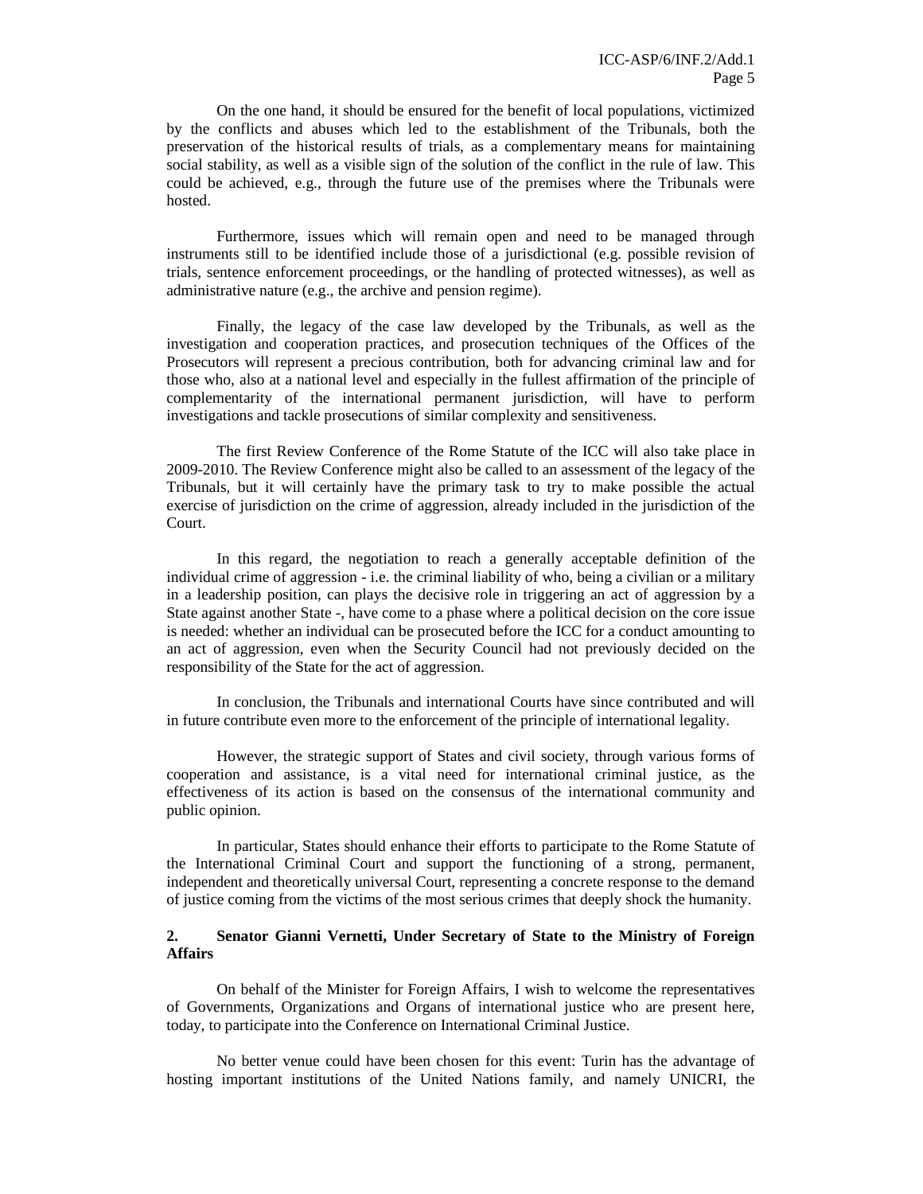On the one hand, it should be ensured for the benefit of local populations, victimized by the conflicts and abuses which led to the establishment of the Tribunals, both the preservation of the historical results of trials, as a complementary means for maintaining social stability, as well as a visible sign of the solution of the conflict in the rule of law. This could be achieved, e.g., through the future use of the premises where the Tribunals were hosted.

Furthermore, issues which will remain open and need to be managed through instruments still to be identified include those of a jurisdictional (e.g. possible revision of trials, sentence enforcement proceedings, or the handling of protected witnesses), as well as administrative nature (e.g., the archive and pension regime).

Finally, the legacy of the case law developed by the Tribunals, as well as the investigation and cooperation practices, and prosecution techniques of the Offices of the Prosecutors will represent a precious contribution, both for advancing criminal law and for those who, also at a national level and especially in the fullest affirmation of the principle of complementarity of the international permanent jurisdiction, will have to perform investigations and tackle prosecutions of similar complexity and sensitiveness.

The first Review Conference of the Rome Statute of the ICC will also take place in 2009-2010. The Review Conference might also be called to an assessment of the legacy of the Tribunals, but it will certainly have the primary task to try to make possible the actual exercise of jurisdiction on the crime of aggression, already included in the jurisdiction of the Court.

In this regard, the negotiation to reach a generally acceptable definition of the individual crime of aggression - i.e. the criminal liability of who, being a civilian or a military in a leadership position, can plays the decisive role in triggering an act of aggression by a State against another State -, have come to a phase where a political decision on the core issue is needed: whether an individual can be prosecuted before the ICC for a conduct amounting to an act of aggression, even when the Security Council had not previously decided on the responsibility of the State for the act of aggression.

In conclusion, the Tribunals and international Courts have since contributed and will in future contribute even more to the enforcement of the principle of international legality.

However, the strategic support of States and civil society, through various forms of cooperation and assistance, is a vital need for international criminal justice, as the effectiveness of its action is based on the consensus of the international community and public opinion.

In particular, States should enhance their efforts to participate to the Rome Statute of the International Criminal Court and support the functioning of a strong, permanent, independent and theoretically universal Court, representing a concrete response to the demand of justice coming from the victims of the most serious crimes that deeply shock the humanity.

## 2. Senator Gianni Vernetti, Under Secretary of State to the Ministry of Foreign Affairs

On behalf of the Minister for Foreign Affairs, I wish to welcome the representatives of Governments, Organizations and Organs of international justice who are present here, today, to participate into the Conference on International Criminal Justice.

No better venue could have been chosen for this event: Turin has the advantage of hosting important institutions of the United Nations family, and namely UNICRI, the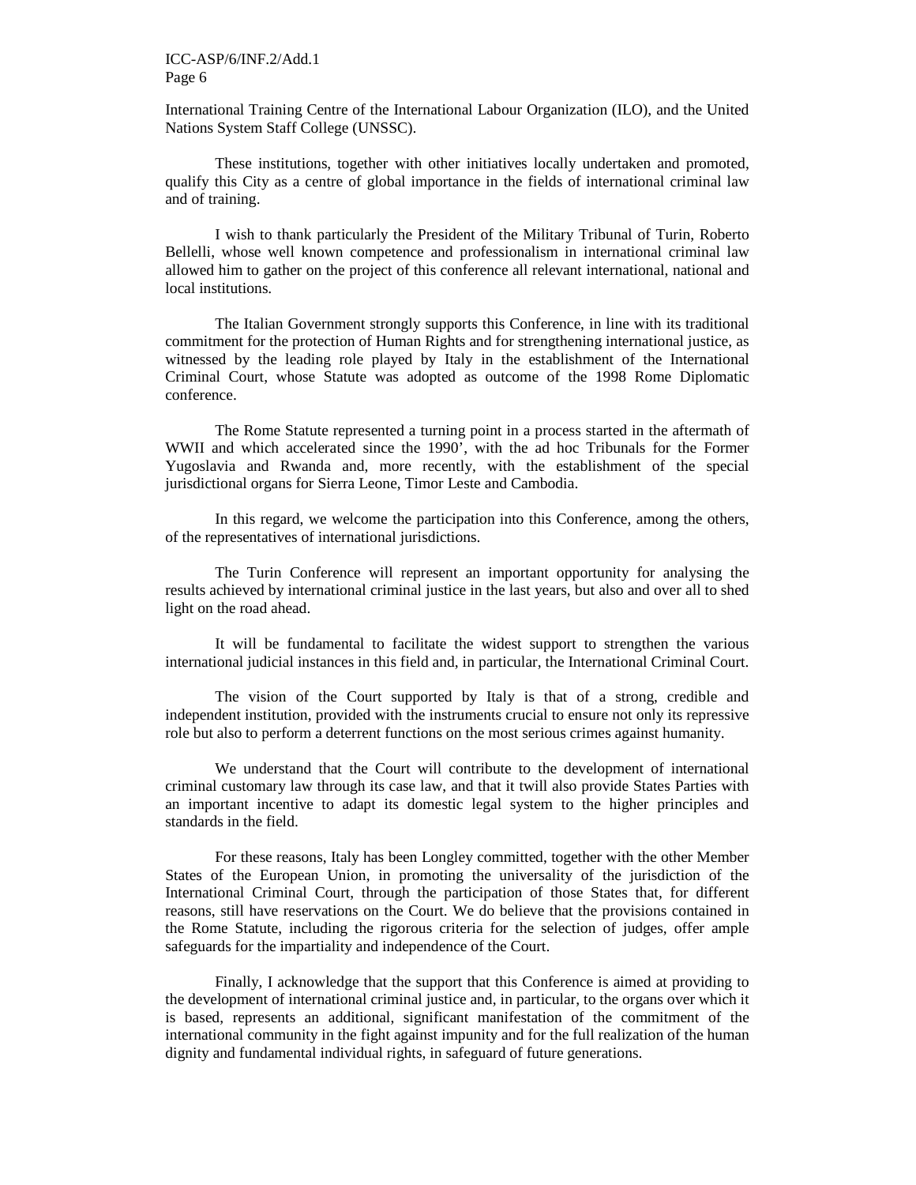International Training Centre of the International Labour Organization (ILO), and the United Nations System Staff College (UNSSC).

These institutions, together with other initiatives locally undertaken and promoted, qualify this City as a centre of global importance in the fields of international criminal law and of training.

I wish to thank particularly the President of the Military Tribunal of Turin, Roberto Bellelli, whose well known competence and professionalism in international criminal law allowed him to gather on the project of this conference all relevant international, national and local institutions.

The Italian Government strongly supports this Conference, in line with its traditional commitment for the protection of Human Rights and for strengthening international justice, as witnessed by the leading role played by Italy in the establishment of the International Criminal Court, whose Statute was adopted as outcome of the 1998 Rome Diplomatic conference.

The Rome Statute represented a turning point in a process started in the aftermath of WWII and which accelerated since the 1990', with the ad hoc Tribunals for the Former Yugoslavia and Rwanda and, more recently, with the establishment of the special jurisdictional organs for Sierra Leone, Timor Leste and Cambodia.

In this regard, we welcome the participation into this Conference, among the others, of the representatives of international jurisdictions.

The Turin Conference will represent an important opportunity for analysing the results achieved by international criminal justice in the last years, but also and over all to shed light on the road ahead.

It will be fundamental to facilitate the widest support to strengthen the various international judicial instances in this field and, in particular, the International Criminal Court.

The vision of the Court supported by Italy is that of a strong, credible and independent institution, provided with the instruments crucial to ensure not only its repressive role but also to perform a deterrent functions on the most serious crimes against humanity.

We understand that the Court will contribute to the development of international criminal customary law through its case law, and that it twill also provide States Parties with an important incentive to adapt its domestic legal system to the higher principles and standards in the field.

For these reasons, Italy has been Longley committed, together with the other Member States of the European Union, in promoting the universality of the jurisdiction of the International Criminal Court, through the participation of those States that, for different reasons, still have reservations on the Court. We do believe that the provisions contained in the Rome Statute, including the rigorous criteria for the selection of judges, offer ample safeguards for the impartiality and independence of the Court.

Finally, I acknowledge that the support that this Conference is aimed at providing to the development of international criminal justice and, in particular, to the organs over which it is based, represents an additional, significant manifestation of the commitment of the international community in the fight against impunity and for the full realization of the human dignity and fundamental individual rights, in safeguard of future generations.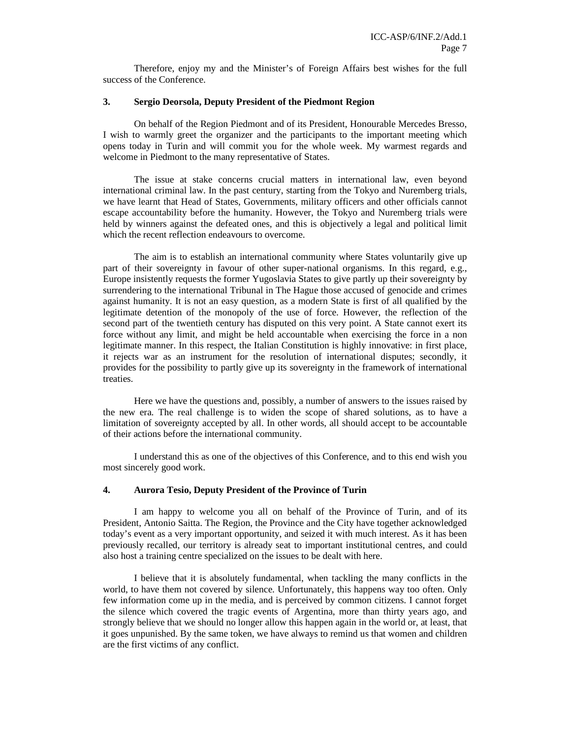Therefore, enjoy my and the Minister's of Foreign Affairs best wishes for the full success of the Conference.

### 3. Sergio Deorsola, Deputy President of the Piedmont Region

On behalf of the Region Piedmont and of its President, Honourable Mercedes Bresso, I wish to warmly greet the organizer and the participants to the important meeting which opens today in Turin and will commit you for the whole week. My warmest regards and welcome in Piedmont to the many representative of States.

The issue at stake concerns crucial matters in international law, even beyond international criminal law. In the past century, starting from the Tokyo and Nuremberg trials, we have learnt that Head of States, Governments, military officers and other officials cannot escape accountability before the humanity. However, the Tokyo and Nuremberg trials were held by winners against the defeated ones, and this is objectively a legal and political limit which the recent reflection endeavours to overcome.

The aim is to establish an international community where States voluntarily give up part of their sovereignty in favour of other super-national organisms. In this regard, e.g., Europe insistently requests the former Yugoslavia States to give partly up their sovereignty by surrendering to the international Tribunal in The Hague those accused of genocide and crimes against humanity. It is not an easy question, as a modern State is first of all qualified by the legitimate detention of the monopoly of the use of force. However, the reflection of the second part of the twentieth century has disputed on this very point. A State cannot exert its force without any limit, and might be held accountable when exercising the force in a non legitimate manner. In this respect, the Italian Constitution is highly innovative: in first place, it rejects war as an instrument for the resolution of international disputes; secondly, it provides for the possibility to partly give up its sovereignty in the framework of international treaties.

Here we have the questions and, possibly, a number of answers to the issues raised by the new era. The real challenge is to widen the scope of shared solutions, as to have a limitation of sovereignty accepted by all. In other words, all should accept to be accountable of their actions before the international community.

I understand this as one of the objectives of this Conference, and to this end wish you most sincerely good work.

### 4. Aurora Tesio, Deputy President of the Province of Turin

I am happy to welcome you all on behalf of the Province of Turin, and of its President, Antonio Saitta. The Region, the Province and the City have together acknowledged today's event as a very important opportunity, and seized it with much interest. As it has been previously recalled, our territory is already seat to important institutional centres, and could also host a training centre specialized on the issues to be dealt with here.

I believe that it is absolutely fundamental, when tackling the many conflicts in the world, to have them not covered by silence. Unfortunately, this happens way too often. Only few information come up in the media, and is perceived by common citizens. I cannot forget the silence which covered the tragic events of Argentina, more than thirty years ago, and strongly believe that we should no longer allow this happen again in the world or, at least, that it goes unpunished. By the same token, we have always to remind us that women and children are the first victims of any conflict.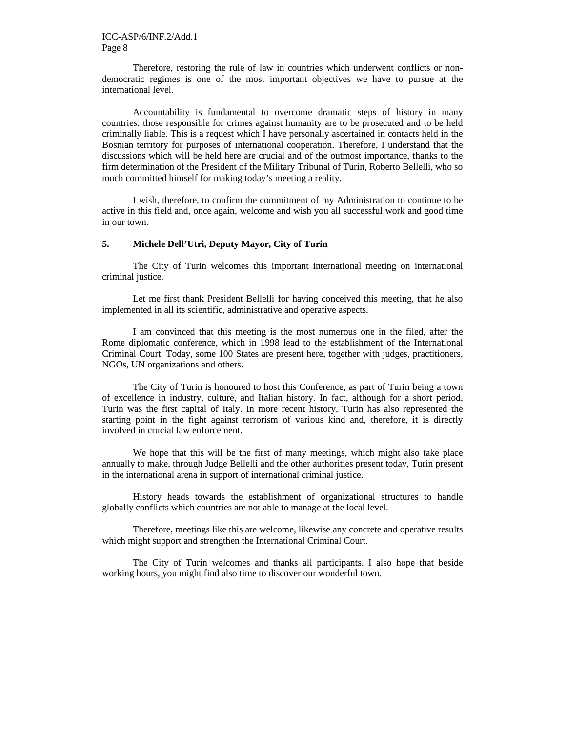Therefore, restoring the rule of law in countries which underwent conflicts or non-democratic regimes is one of the most important objectives we have to pursue at the international level.

Accountability is fundamental to overcome dramatic steps of history in many countries: those responsible for crimes against humanity are to be prosecuted and to be held criminally liable. This is a request which I have personally ascertained in contacts held in the Bosnian territory for purposes of international cooperation. Therefore, I understand that the discussions which will be held here are crucial and of the outmost importance, thanks to the firm determination of the President of the Military Tribunal of Turin, Roberto Bellelli, who so much committed himself for making today's meeting a reality.

I wish, therefore, to confirm the commitment of my Administration to continue to be active in this field and, once again, welcome and wish you all successful work and good time in our town.

### 5. Michele Dell'Utri, Deputy Mayor, City of Turin

The City of Turin welcomes this important international meeting on international criminal justice.

Let me first thank President Bellelli for having conceived this meeting, that he also implemented in all its scientific, administrative and operative aspects.

I am convinced that this meeting is the most numerous one in the filed, after the Rome diplomatic conference, which in 1998 lead to the establishment of the International Criminal Court. Today, some 100 States are present here, together with judges, practitioners, NGOs, UN organizations and others.

The City of Turin is honoured to host this Conference, as part of Turin being a town of excellence in industry, culture, and Italian history. In fact, although for a short period, Turin was the first capital of Italy. In more recent history, Turin has also represented the starting point in the fight against terrorism of various kind and, therefore, it is directly involved in crucial law enforcement.

We hope that this will be the first of many meetings, which might also take place annually to make, through Judge Bellelli and the other authorities present today, Turin present in the international arena in support of international criminal justice.

History heads towards the establishment of organizational structures to handle globally conflicts which countries are not able to manage at the local level.

Therefore, meetings like this are welcome, likewise any concrete and operative results which might support and strengthen the International Criminal Court.

The City of Turin welcomes and thanks all participants. I also hope that beside working hours, you might find also time to discover our wonderful town.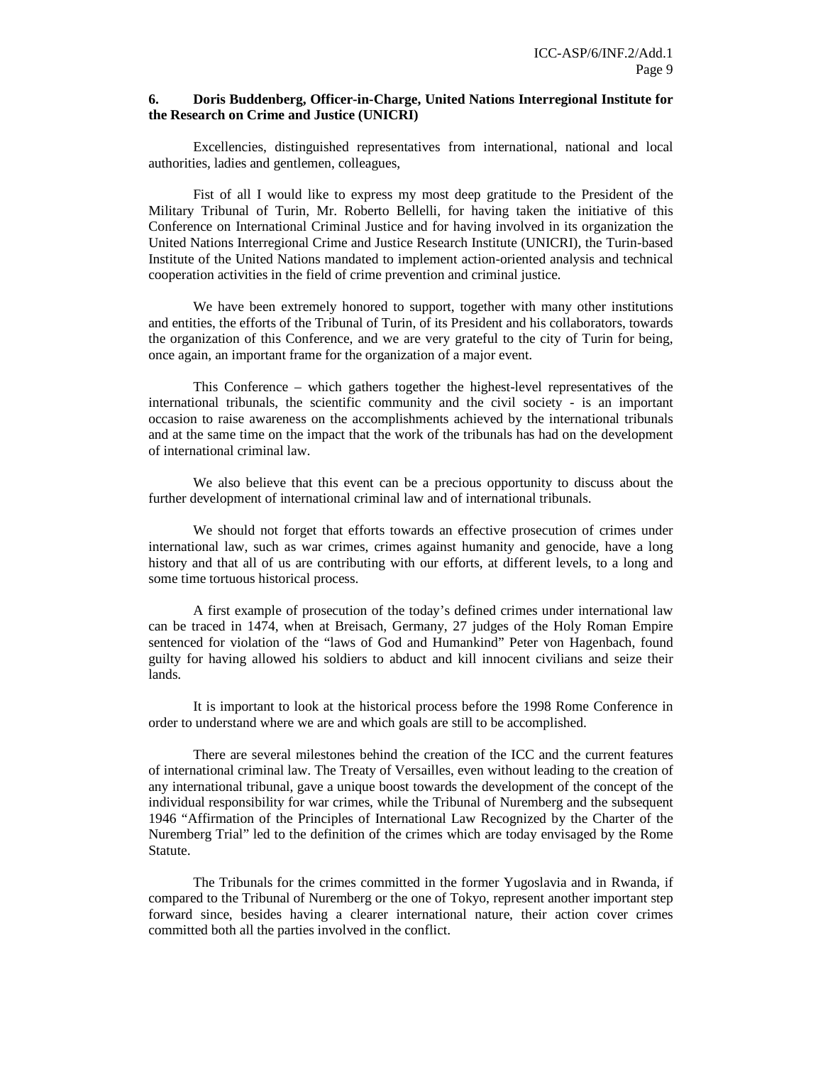**6. Doris Buddenberg, Officer-in-Charge, United Nations Interregional Institute for the Research on Crime and Justice (UNICRI)**

Excellencies, distinguished representatives from international, national and local authorities, ladies and gentlemen, colleagues,

Fist of all I would like to express my most deep gratitude to the President of the Military Tribunal of Turin, Mr. Roberto Bellelli, for having taken the initiative of this Conference on International Criminal Justice and for having involved in its organization the United Nations Interregional Crime and Justice Research Institute (UNICRI), the Turin-based Institute of the United Nations mandated to implement action-oriented analysis and technical cooperation activities in the field of crime prevention and criminal justice.

We have been extremely honored to support, together with many other institutions and entities, the efforts of the Tribunal of Turin, of its President and his collaborators, towards the organization of this Conference, and we are very grateful to the city of Turin for being, once again, an important frame for the organization of a major event.

This Conference – which gathers together the highest-level representatives of the international tribunals, the scientific community and the civil society - is an important occasion to raise awareness on the accomplishments achieved by the international tribunals and at the same time on the impact that the work of the tribunals has had on the development of international criminal law.

We also believe that this event can be a precious opportunity to discuss about the further development of international criminal law and of international tribunals.

We should not forget that efforts towards an effective prosecution of crimes under international law, such as war crimes, crimes against humanity and genocide, have a long history and that all of us are contributing with our efforts, at different levels, to a long and some time tortuous historical process.

A first example of prosecution of the today's defined crimes under international law can be traced in 1474, when at Breisach, Germany, 27 judges of the Holy Roman Empire sentenced for violation of the "laws of God and Humankind" Peter von Hagenbach, found guilty for having allowed his soldiers to abduct and kill innocent civilians and seize their lands.

It is important to look at the historical process before the 1998 Rome Conference in order to understand where we are and which goals are still to be accomplished.

There are several milestones behind the creation of the ICC and the current features of international criminal law. The Treaty of Versailles, even without leading to the creation of any international tribunal, gave a unique boost towards the development of the concept of the individual responsibility for war crimes, while the Tribunal of Nuremberg and the subsequent 1946 "Affirmation of the Principles of International Law Recognized by the Charter of the Nuremberg Trial" led to the definition of the crimes which are today envisaged by the Rome Statute.

The Tribunals for the crimes committed in the former Yugoslavia and in Rwanda, if compared to the Tribunal of Nuremberg or the one of Tokyo, represent another important step forward since, besides having a clearer international nature, their action cover crimes committed both all the parties involved in the conflict.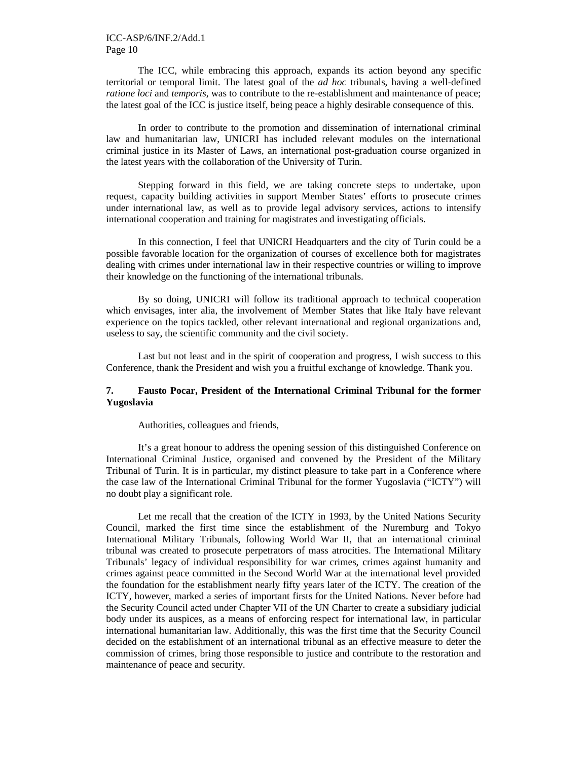The ICC, while embracing this approach, expands its action beyond any specific territorial or temporal limit. The latest goal of the *ad hoc* tribunals, having a well-defined *ratione loci* and *temporis*, was to contribute to the re-establishment and maintenance of peace; the latest goal of the ICC is justice itself, being peace a highly desirable consequence of this.

In order to contribute to the promotion and dissemination of international criminal law and humanitarian law, UNICRI has included relevant modules on the international criminal justice in its Master of Laws, an international post-graduation course organized in the latest years with the collaboration of the University of Turin.

Stepping forward in this field, we are taking concrete steps to undertake, upon request, capacity building activities in support Member States' efforts to prosecute crimes under international law, as well as to provide legal advisory services, actions to intensify international cooperation and training for magistrates and investigating officials.

In this connection, I feel that UNICRI Headquarters and the city of Turin could be a possible favorable location for the organization of courses of excellence both for magistrates dealing with crimes under international law in their respective countries or willing to improve their knowledge on the functioning of the international tribunals.

By so doing, UNICRI will follow its traditional approach to technical cooperation which envisages, inter alia, the involvement of Member States that like Italy have relevant experience on the topics tackled, other relevant international and regional organizations and, useless to say, the scientific community and the civil society.

Last but not least and in the spirit of cooperation and progress, I wish success to this Conference, thank the President and wish you a fruitful exchange of knowledge. Thank you.

### 7. Fausto Pocar, President of the International Criminal Tribunal for the former Yugoslavia

Authorities, colleagues and friends,

It's a great honour to address the opening session of this distinguished Conference on International Criminal Justice, organised and convened by the President of the Military Tribunal of Turin. It is in particular, my distinct pleasure to take part in a Conference where the case law of the International Criminal Tribunal for the former Yugoslavia ("ICTY") will no doubt play a significant role.

Let me recall that the creation of the ICTY in 1993, by the United Nations Security Council, marked the first time since the establishment of the Nuremburg and Tokyo International Military Tribunals, following World War II, that an international criminal tribunal was created to prosecute perpetrators of mass atrocities. The International Military Tribunals' legacy of individual responsibility for war crimes, crimes against humanity and crimes against peace committed in the Second World War at the international level provided the foundation for the establishment nearly fifty years later of the ICTY. The creation of the ICTY, however, marked a series of important firsts for the United Nations. Never before had the Security Council acted under Chapter VII of the UN Charter to create a subsidiary judicial body under its auspices, as a means of enforcing respect for international law, in particular international humanitarian law. Additionally, this was the first time that the Security Council decided on the establishment of an international tribunal as an effective measure to deter the commission of crimes, bring those responsible to justice and contribute to the restoration and maintenance of peace and security.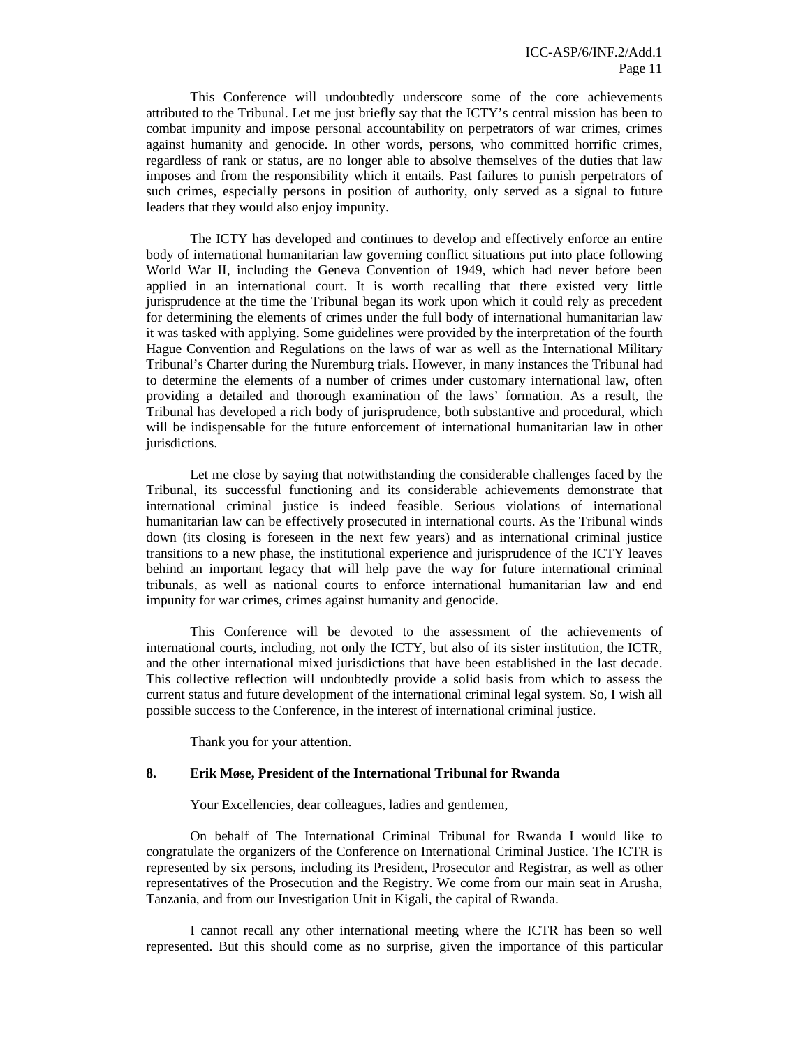This Conference will undoubtedly underscore some of the core achievements attributed to the Tribunal. Let me just briefly say that the ICTY's central mission has been to combat impunity and impose personal accountability on perpetrators of war crimes, crimes against humanity and genocide. In other words, persons, who committed horrific crimes, regardless of rank or status, are no longer able to absolve themselves of the duties that law imposes and from the responsibility which it entails. Past failures to punish perpetrators of such crimes, especially persons in position of authority, only served as a signal to future leaders that they would also enjoy impunity.

The ICTY has developed and continues to develop and effectively enforce an entire body of international humanitarian law governing conflict situations put into place following World War II, including the Geneva Convention of 1949, which had never before been applied in an international court. It is worth recalling that there existed very little jurisprudence at the time the Tribunal began its work upon which it could rely as precedent for determining the elements of crimes under the full body of international humanitarian law it was tasked with applying. Some guidelines were provided by the interpretation of the fourth Hague Convention and Regulations on the laws of war as well as the International Military Tribunal's Charter during the Nuremburg trials. However, in many instances the Tribunal had to determine the elements of a number of crimes under customary international law, often providing a detailed and thorough examination of the laws' formation. As a result, the Tribunal has developed a rich body of jurisprudence, both substantive and procedural, which will be indispensable for the future enforcement of international humanitarian law in other jurisdictions.

Let me close by saying that notwithstanding the considerable challenges faced by the Tribunal, its successful functioning and its considerable achievements demonstrate that international criminal justice is indeed feasible. Serious violations of international humanitarian law can be effectively prosecuted in international courts. As the Tribunal winds down (its closing is foreseen in the next few years) and as international criminal justice transitions to a new phase, the institutional experience and jurisprudence of the ICTY leaves behind an important legacy that will help pave the way for future international criminal tribunals, as well as national courts to enforce international humanitarian law and end impunity for war crimes, crimes against humanity and genocide.

This Conference will be devoted to the assessment of the achievements of international courts, including, not only the ICTY, but also of its sister institution, the ICTR, and the other international mixed jurisdictions that have been established in the last decade. This collective reflection will undoubtedly provide a solid basis from which to assess the current status and future development of the international criminal legal system. So, I wish all possible success to the Conference, in the interest of international criminal justice.

Thank you for your attention.

### 8. Erik Møse, President of the International Tribunal for Rwanda

Your Excellencies, dear colleagues, ladies and gentlemen,

On behalf of The International Criminal Tribunal for Rwanda I would like to congratulate the organizers of the Conference on International Criminal Justice. The ICTR is represented by six persons, including its President, Prosecutor and Registrar, as well as other representatives of the Prosecution and the Registry. We come from our main seat in Arusha, Tanzania, and from our Investigation Unit in Kigali, the capital of Rwanda.

I cannot recall any other international meeting where the ICTR has been so well represented. But this should come as no surprise, given the importance of this particular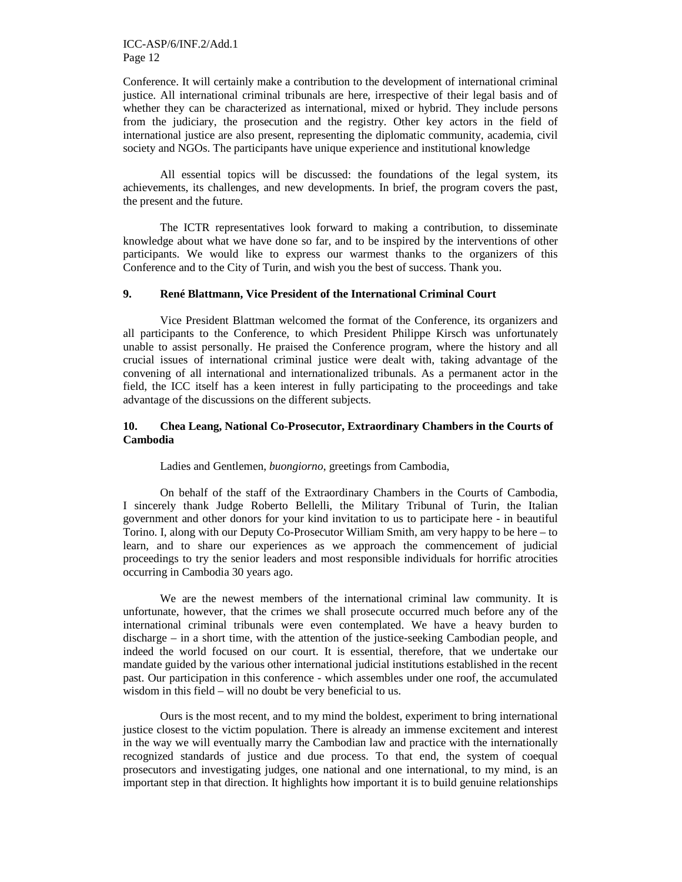Conference. It will certainly make a contribution to the development of international criminal justice. All international criminal tribunals are here, irrespective of their legal basis and of whether they can be characterized as international, mixed or hybrid. They include persons from the judiciary, the prosecution and the registry. Other key actors in the field of international justice are also present, representing the diplomatic community, academia, civil society and NGOs. The participants have unique experience and institutional knowledge

All essential topics will be discussed: the foundations of the legal system, its achievements, its challenges, and new developments. In brief, the program covers the past, the present and the future.

The ICTR representatives look forward to making a contribution, to disseminate knowledge about what we have done so far, and to be inspired by the interventions of other participants. We would like to express our warmest thanks to the organizers of this Conference and to the City of Turin, and wish you the best of success. Thank you.

### 9. René Blattmann, Vice President of the International Criminal Court

Vice President Blattman welcomed the format of the Conference, its organizers and all participants to the Conference, to which President Philippe Kirsch was unfortunately unable to assist personally. He praised the Conference program, where the history and all crucial issues of international criminal justice were dealt with, taking advantage of the convening of all international and internationalized tribunals. As a permanent actor in the field, the ICC itself has a keen interest in fully participating to the proceedings and take advantage of the discussions on the different subjects.

### 10. Chea Leang, National Co-Prosecutor, Extraordinary Chambers in the Courts of Cambodia

Ladies and Gentlemen, *buongiorno*, greetings from Cambodia,

On behalf of the staff of the Extraordinary Chambers in the Courts of Cambodia, I sincerely thank Judge Roberto Bellelli, the Military Tribunal of Turin, the Italian government and other donors for your kind invitation to us to participate here - in beautiful Torino. I, along with our Deputy Co-Prosecutor William Smith, am very happy to be here – to learn, and to share our experiences as we approach the commencement of judicial proceedings to try the senior leaders and most responsible individuals for horrific atrocities occurring in Cambodia 30 years ago.

We are the newest members of the international criminal law community. It is unfortunate, however, that the crimes we shall prosecute occurred much before any of the international criminal tribunals were even contemplated. We have a heavy burden to discharge – in a short time, with the attention of the justice-seeking Cambodian people, and indeed the world focused on our court. It is essential, therefore, that we undertake our mandate guided by the various other international judicial institutions established in the recent past. Our participation in this conference - which assembles under one roof, the accumulated wisdom in this field – will no doubt be very beneficial to us.

Ours is the most recent, and to my mind the boldest, experiment to bring international justice closest to the victim population. There is already an immense excitement and interest in the way we will eventually marry the Cambodian law and practice with the internationally recognized standards of justice and due process. To that end, the system of coequal prosecutors and investigating judges, one national and one international, to my mind, is an important step in that direction. It highlights how important it is to build genuine relationships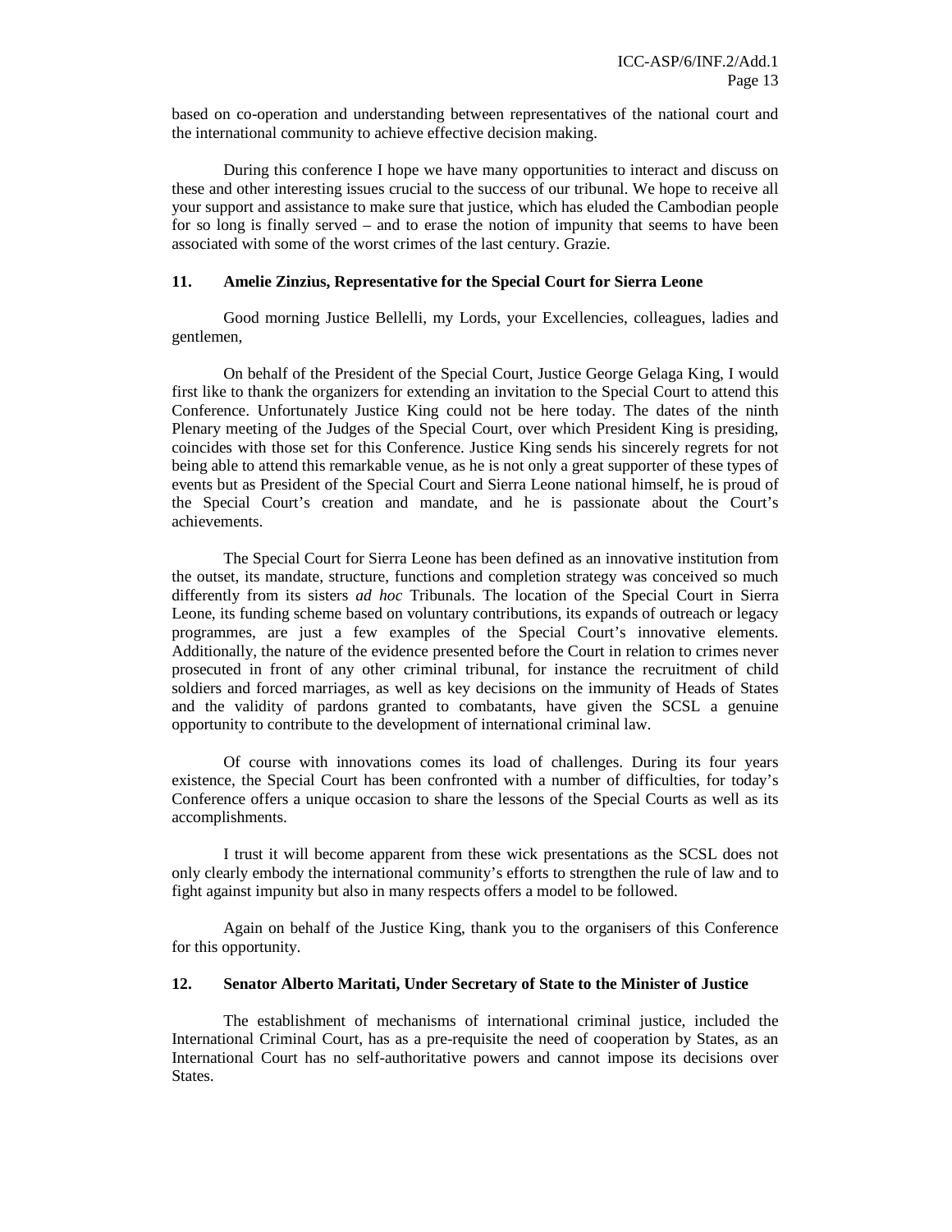based on co-operation and understanding between representatives of the national court and the international community to achieve effective decision making.

During this conference I hope we have many opportunities to interact and discuss on these and other interesting issues crucial to the success of our tribunal. We hope to receive all your support and assistance to make sure that justice, which has eluded the Cambodian people for so long is finally served – and to erase the notion of impunity that seems to have been associated with some of the worst crimes of the last century. Grazie.

### 11. Amelie Zinzius, Representative for the Special Court for Sierra Leone

Good morning Justice Bellelli, my Lords, your Excellencies, colleagues, ladies and gentlemen,

On behalf of the President of the Special Court, Justice George Gelaga King, I would first like to thank the organizers for extending an invitation to the Special Court to attend this Conference. Unfortunately Justice King could not be here today. The dates of the ninth Plenary meeting of the Judges of the Special Court, over which President King is presiding, coincides with those set for this Conference. Justice King sends his sincerely regrets for not being able to attend this remarkable venue, as he is not only a great supporter of these types of events but as President of the Special Court and Sierra Leone national himself, he is proud of the Special Court's creation and mandate, and he is passionate about the Court's achievements.

The Special Court for Sierra Leone has been defined as an innovative institution from the outset, its mandate, structure, functions and completion strategy was conceived so much differently from its sisters *ad hoc* Tribunals. The location of the Special Court in Sierra Leone, its funding scheme based on voluntary contributions, its expands of outreach or legacy programmes, are just a few examples of the Special Court's innovative elements. Additionally, the nature of the evidence presented before the Court in relation to crimes never prosecuted in front of any other criminal tribunal, for instance the recruitment of child soldiers and forced marriages, as well as key decisions on the immunity of Heads of States and the validity of pardons granted to combatants, have given the SCSL a genuine opportunity to contribute to the development of international criminal law.

Of course with innovations comes its load of challenges. During its four years existence, the Special Court has been confronted with a number of difficulties, for today's Conference offers a unique occasion to share the lessons of the Special Courts as well as its accomplishments.

I trust it will become apparent from these wick presentations as the SCSL does not only clearly embody the international community's efforts to strengthen the rule of law and to fight against impunity but also in many respects offers a model to be followed.

Again on behalf of the Justice King, thank you to the organisers of this Conference for this opportunity.

### 12. Senator Alberto Maritati, Under Secretary of State to the Minister of Justice

The establishment of mechanisms of international criminal justice, included the International Criminal Court, has as a pre-requisite the need of cooperation by States, as an International Court has no self-authoritative powers and cannot impose its decisions over States.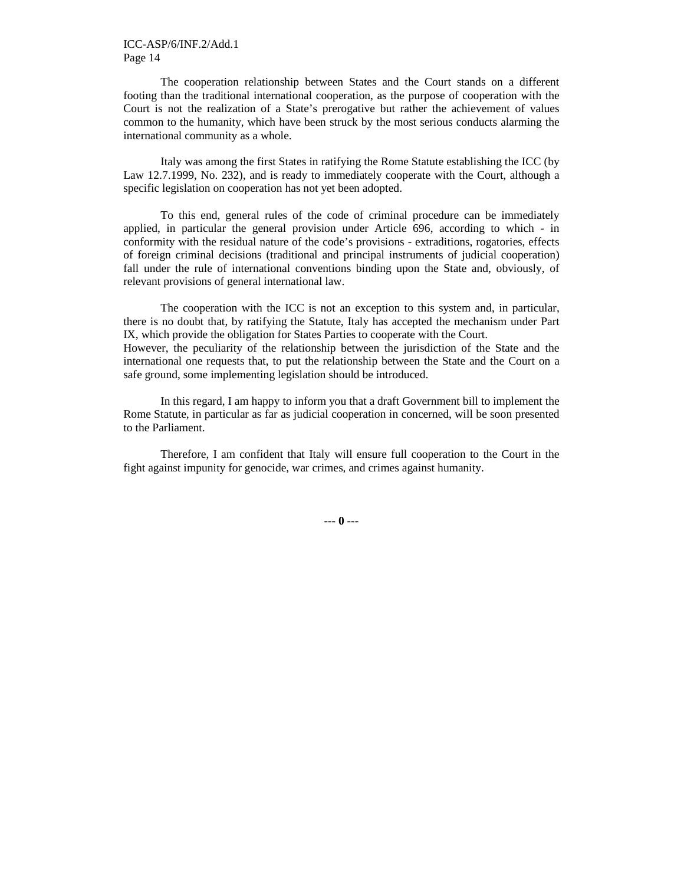The cooperation relationship between States and the Court stands on a different footing than the traditional international cooperation, as the purpose of cooperation with the Court is not the realization of a State's prerogative but rather the achievement of values common to the humanity, which have been struck by the most serious conducts alarming the international community as a whole.

Italy was among the first States in ratifying the Rome Statute establishing the ICC (by Law 12.7.1999, No. 232), and is ready to immediately cooperate with the Court, although a specific legislation on cooperation has not yet been adopted.

To this end, general rules of the code of criminal procedure can be immediately applied, in particular the general provision under Article 696, according to which - in conformity with the residual nature of the code's provisions - extraditions, rogatories, effects of foreign criminal decisions (traditional and principal instruments of judicial cooperation) fall under the rule of international conventions binding upon the State and, obviously, of relevant provisions of general international law.

The cooperation with the ICC is not an exception to this system and, in particular, there is no doubt that, by ratifying the Statute, Italy has accepted the mechanism under Part IX, which provide the obligation for States Parties to cooperate with the Court.
However, the peculiarity of the relationship between the jurisdiction of the State and the international one requests that, to put the relationship between the State and the Court on a safe ground, some implementing legislation should be introduced.

In this regard, I am happy to inform you that a draft Government bill to implement the Rome Statute, in particular as far as judicial cooperation in concerned, will be soon presented to the Parliament.

Therefore, I am confident that Italy will ensure full cooperation to the Court in the fight against impunity for genocide, war crimes, and crimes against humanity.

--- **0** ---